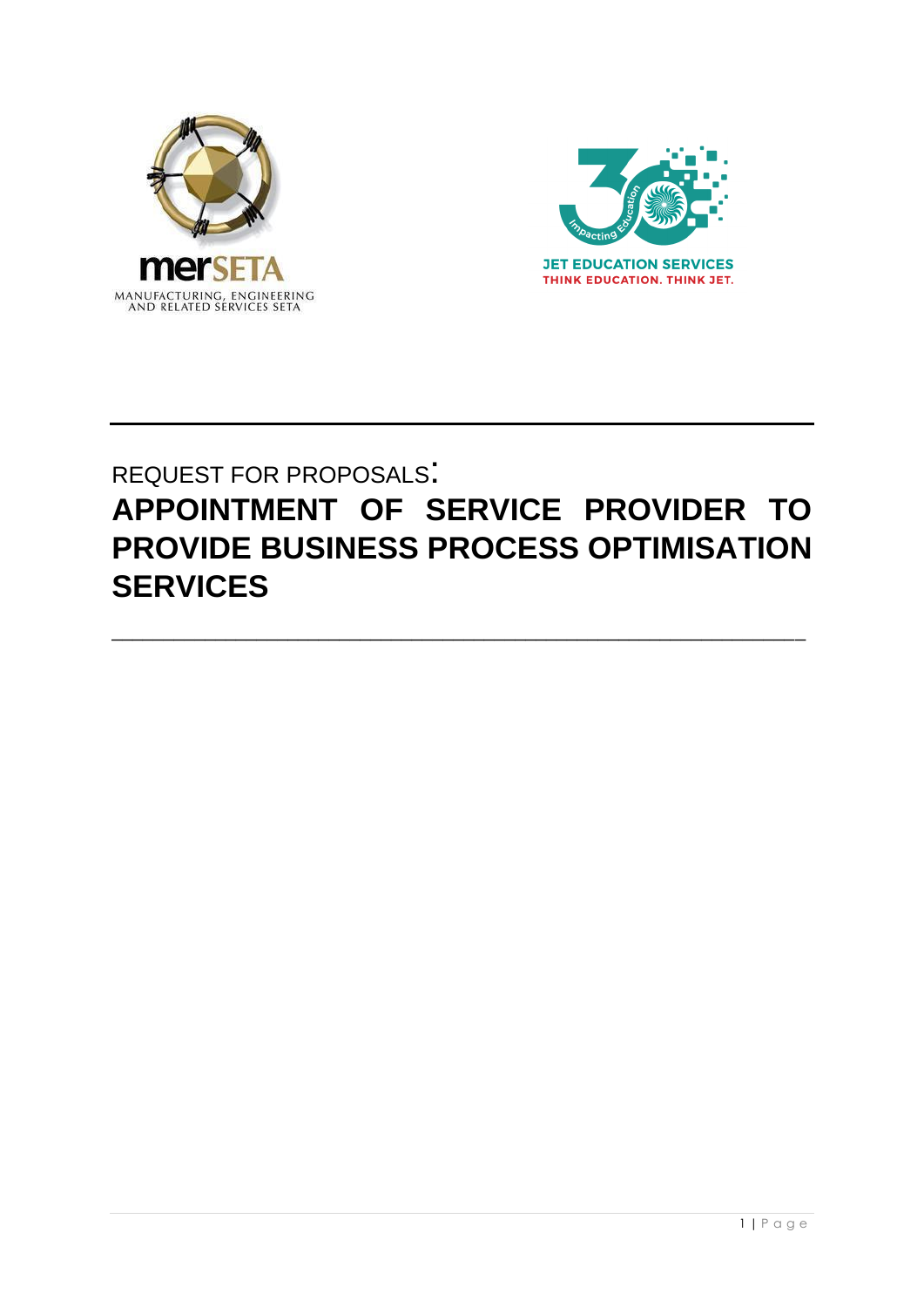merSETA
MANUFACTURING, ENGINEERING AND RELATED SERVICES SETA

JET EDUCATION SERVICES
THINK EDUCATION. THINK JET.

REQUEST FOR PROPOSALS:

# APPOINTMENT OF SERVICE PROVIDER TO PROVIDE BUSINESS PROCESS OPTIMISATION SERVICES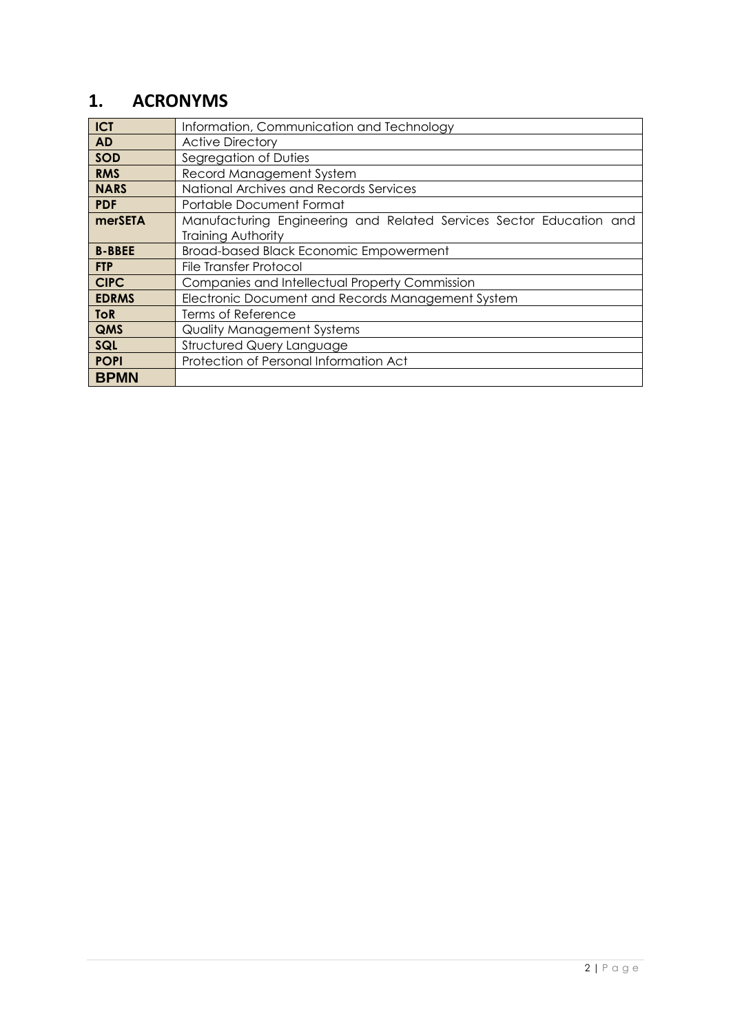# 1. ACRONYMS

| | |
|---|---|
| **ICT** | Information, Communication and Technology |
| **AD** | Active Directory |
| **SOD** | Segregation of Duties |
| **RMS** | Record Management System |
| **NARS** | National Archives and Records Services |
| **PDF** | Portable Document Format |
| **merSETA** | Manufacturing Engineering and Related Services Sector Education and Training Authority |
| **B-BBEE** | Broad-based Black Economic Empowerment |
| **FTP** | File Transfer Protocol |
| **CIPC** | Companies and Intellectual Property Commission |
| **EDRMS** | Electronic Document and Records Management System |
| **ToR** | Terms of Reference |
| **QMS** | Quality Management Systems |
| **SQL** | Structured Query Language |
| **POPI** | Protection of Personal Information Act |
| **BPMN** | |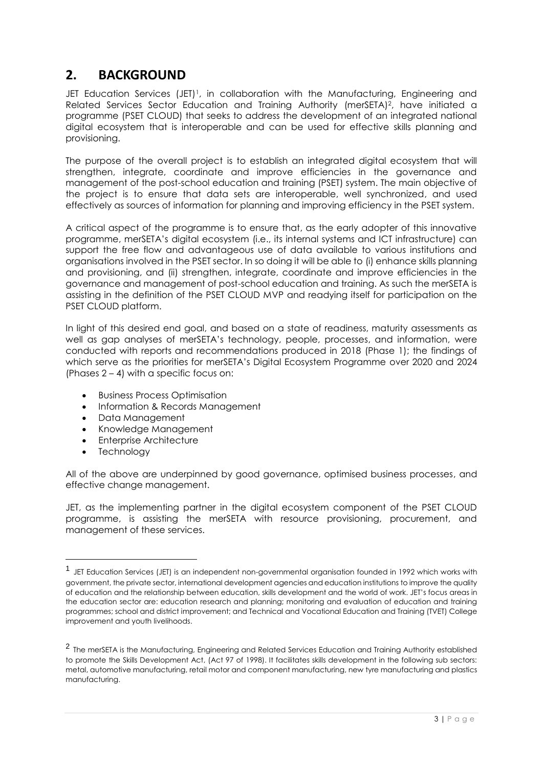## 2. BACKGROUND

JET Education Services (JET)[1], in collaboration with the Manufacturing, Engineering and Related Services Sector Education and Training Authority (merSETA)[2], have initiated a programme (PSET CLOUD) that seeks to address the development of an integrated national digital ecosystem that is interoperable and can be used for effective skills planning and provisioning.

The purpose of the overall project is to establish an integrated digital ecosystem that will strengthen, integrate, coordinate and improve efficiencies in the governance and management of the post-school education and training (PSET) system. The main objective of the project is to ensure that data sets are interoperable, well synchronized, and used effectively as sources of information for planning and improving efficiency in the PSET system.

A critical aspect of the programme is to ensure that, as the early adopter of this innovative programme, merSETA's digital ecosystem (i.e., its internal systems and ICT infrastructure) can support the free flow and advantageous use of data available to various institutions and organisations involved in the PSET sector. In so doing it will be able to (i) enhance skills planning and provisioning, and (ii) strengthen, integrate, coordinate and improve efficiencies in the governance and management of post-school education and training. As such the merSETA is assisting in the definition of the PSET CLOUD MVP and readying itself for participation on the PSET CLOUD platform.

In light of this desired end goal, and based on a state of readiness, maturity assessments as well as gap analyses of merSETA's technology, people, processes, and information, were conducted with reports and recommendations produced in 2018 (Phase 1); the findings of which serve as the priorities for merSETA's Digital Ecosystem Programme over 2020 and 2024 (Phases 2 – 4) with a specific focus on:

- Business Process Optimisation
- Information & Records Management
- Data Management
- Knowledge Management
- Enterprise Architecture
- Technology

All of the above are underpinned by good governance, optimised business processes, and effective change management.

JET, as the implementing partner in the digital ecosystem component of the PSET CLOUD programme, is assisting the merSETA with resource provisioning, procurement, and management of these services.

---

[1] JET Education Services (JET) is an independent non-governmental organisation founded in 1992 which works with government, the private sector, international development agencies and education institutions to improve the quality of education and the relationship between education, skills development and the world of work. JET's focus areas in the education sector are: education research and planning; monitoring and evaluation of education and training programmes; school and district improvement; and Technical and Vocational Education and Training (TVET) College improvement and youth livelihoods.

[2] The merSETA is the Manufacturing, Engineering and Related Services Education and Training Authority established to promote the Skills Development Act, (Act 97 of 1998). It facilitates skills development in the following sub sectors: metal, automotive manufacturing, retail motor and component manufacturing, new tyre manufacturing and plastics manufacturing.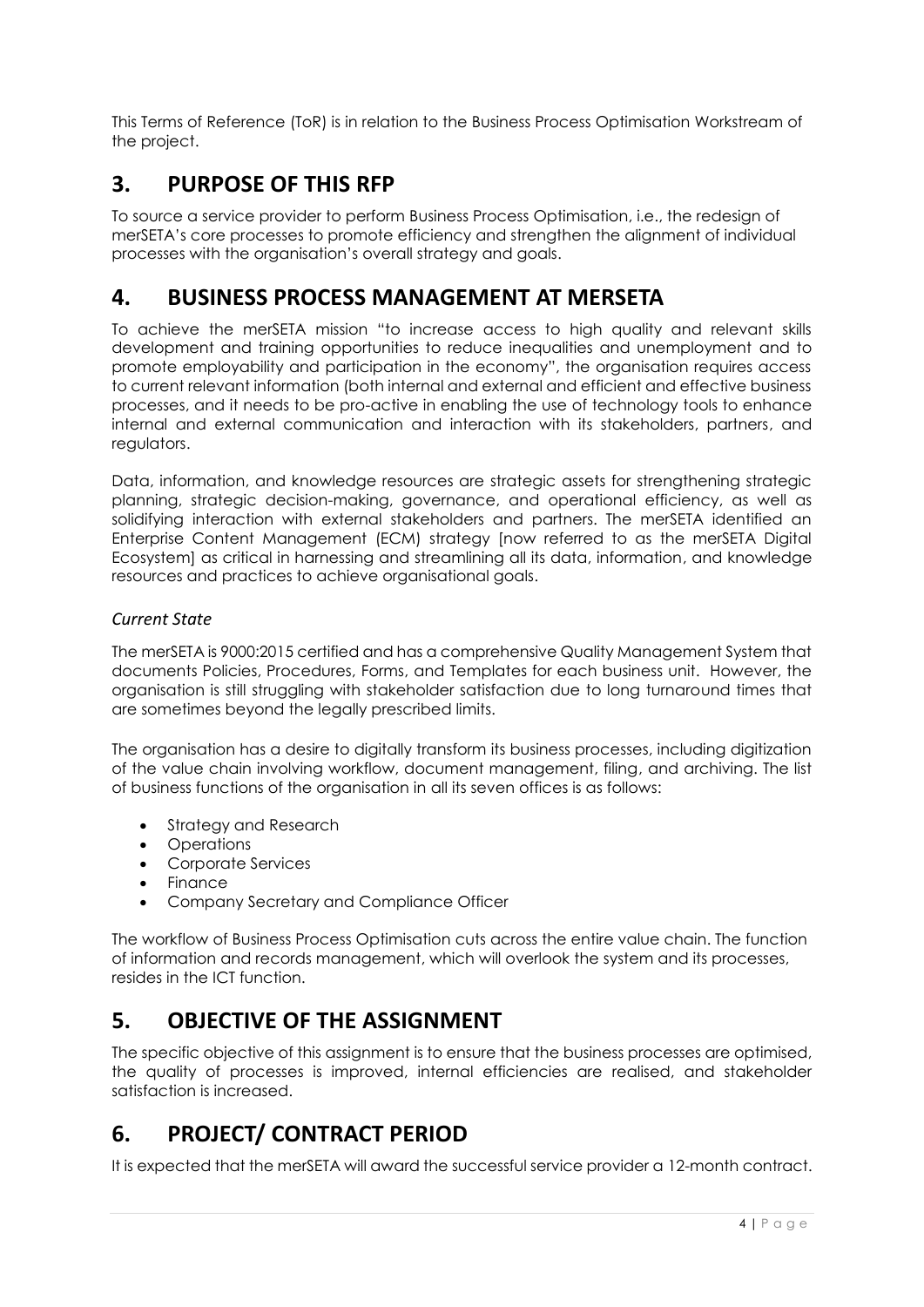This Terms of Reference (ToR) is in relation to the Business Process Optimisation Workstream of the project.

## 3. PURPOSE OF THIS RFP

To source a service provider to perform Business Process Optimisation, i.e., the redesign of merSETA's core processes to promote efficiency and strengthen the alignment of individual processes with the organisation's overall strategy and goals.

## 4. BUSINESS PROCESS MANAGEMENT AT MERSETA

To achieve the merSETA mission "to increase access to high quality and relevant skills development and training opportunities to reduce inequalities and unemployment and to promote employability and participation in the economy", the organisation requires access to current relevant information (both internal and external and efficient and effective business processes, and it needs to be pro-active in enabling the use of technology tools to enhance internal and external communication and interaction with its stakeholders, partners, and regulators.

Data, information, and knowledge resources are strategic assets for strengthening strategic planning, strategic decision-making, governance, and operational efficiency, as well as solidifying interaction with external stakeholders and partners. The merSETA identified an Enterprise Content Management (ECM) strategy [now referred to as the merSETA Digital Ecosystem] as critical in harnessing and streamlining all its data, information, and knowledge resources and practices to achieve organisational goals.

### *Current State*

The merSETA is 9000:2015 certified and has a comprehensive Quality Management System that documents Policies, Procedures, Forms, and Templates for each business unit. However, the organisation is still struggling with stakeholder satisfaction due to long turnaround times that are sometimes beyond the legally prescribed limits.

The organisation has a desire to digitally transform its business processes, including digitization of the value chain involving workflow, document management, filing, and archiving. The list of business functions of the organisation in all its seven offices is as follows:

- Strategy and Research
- Operations
- Corporate Services
- Finance
- Company Secretary and Compliance Officer

The workflow of Business Process Optimisation cuts across the entire value chain. The function of information and records management, which will overlook the system and its processes, resides in the ICT function.

## 5. OBJECTIVE OF THE ASSIGNMENT

The specific objective of this assignment is to ensure that the business processes are optimised, the quality of processes is improved, internal efficiencies are realised, and stakeholder satisfaction is increased.

## 6. PROJECT/ CONTRACT PERIOD

It is expected that the merSETA will award the successful service provider a 12-month contract.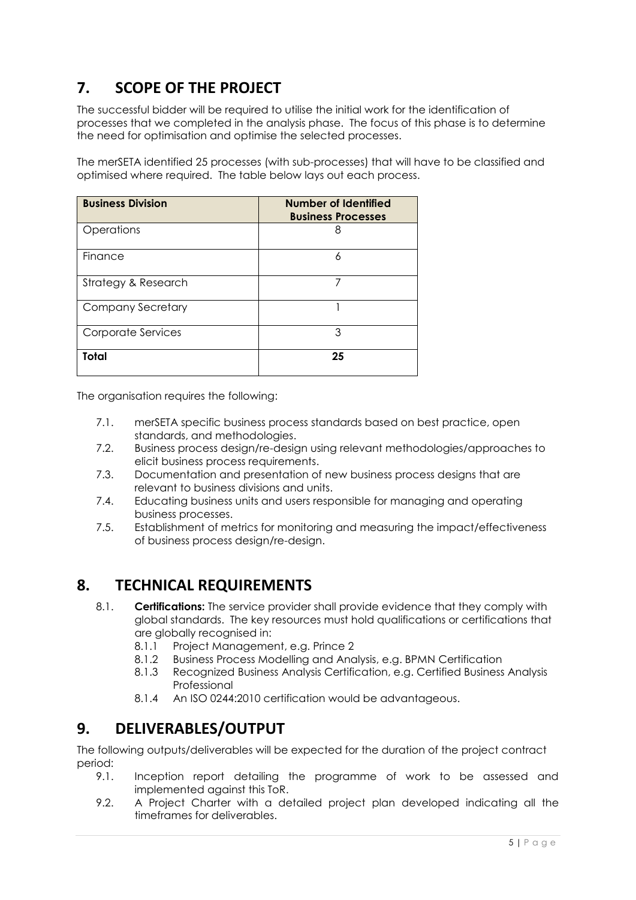## 7. SCOPE OF THE PROJECT

The successful bidder will be required to utilise the initial work for the identification of processes that we completed in the analysis phase. The focus of this phase is to determine the need for optimisation and optimise the selected processes.

The merSETA identified 25 processes (with sub-processes) that will have to be classified and optimised where required. The table below lays out each process.

| Business Division | Number of Identified Business Processes |
|---|---|
| Operations | 8 |
| Finance | 6 |
| Strategy & Research | 7 |
| Company Secretary | 1 |
| Corporate Services | 3 |
| **Total** | **25** |

The organisation requires the following:

7.1. merSETA specific business process standards based on best practice, open standards, and methodologies.

7.2. Business process design/re-design using relevant methodologies/approaches to elicit business process requirements.

7.3. Documentation and presentation of new business process designs that are relevant to business divisions and units.

7.4. Educating business units and users responsible for managing and operating business processes.

7.5. Establishment of metrics for monitoring and measuring the impact/effectiveness of business process design/re-design.

## 8. TECHNICAL REQUIREMENTS

8.1. **Certifications:** The service provider shall provide evidence that they comply with global standards. The key resources must hold qualifications or certifications that are globally recognised in:

- 8.1.1 Project Management, e.g. Prince 2
- 8.1.2 Business Process Modelling and Analysis, e.g. BPMN Certification
- 8.1.3 Recognized Business Analysis Certification, e.g. Certified Business Analysis Professional
- 8.1.4 An ISO 0244:2010 certification would be advantageous.

## 9. DELIVERABLES/OUTPUT

The following outputs/deliverables will be expected for the duration of the project contract period:

9.1. Inception report detailing the programme of work to be assessed and implemented against this ToR.

9.2. A Project Charter with a detailed project plan developed indicating all the timeframes for deliverables.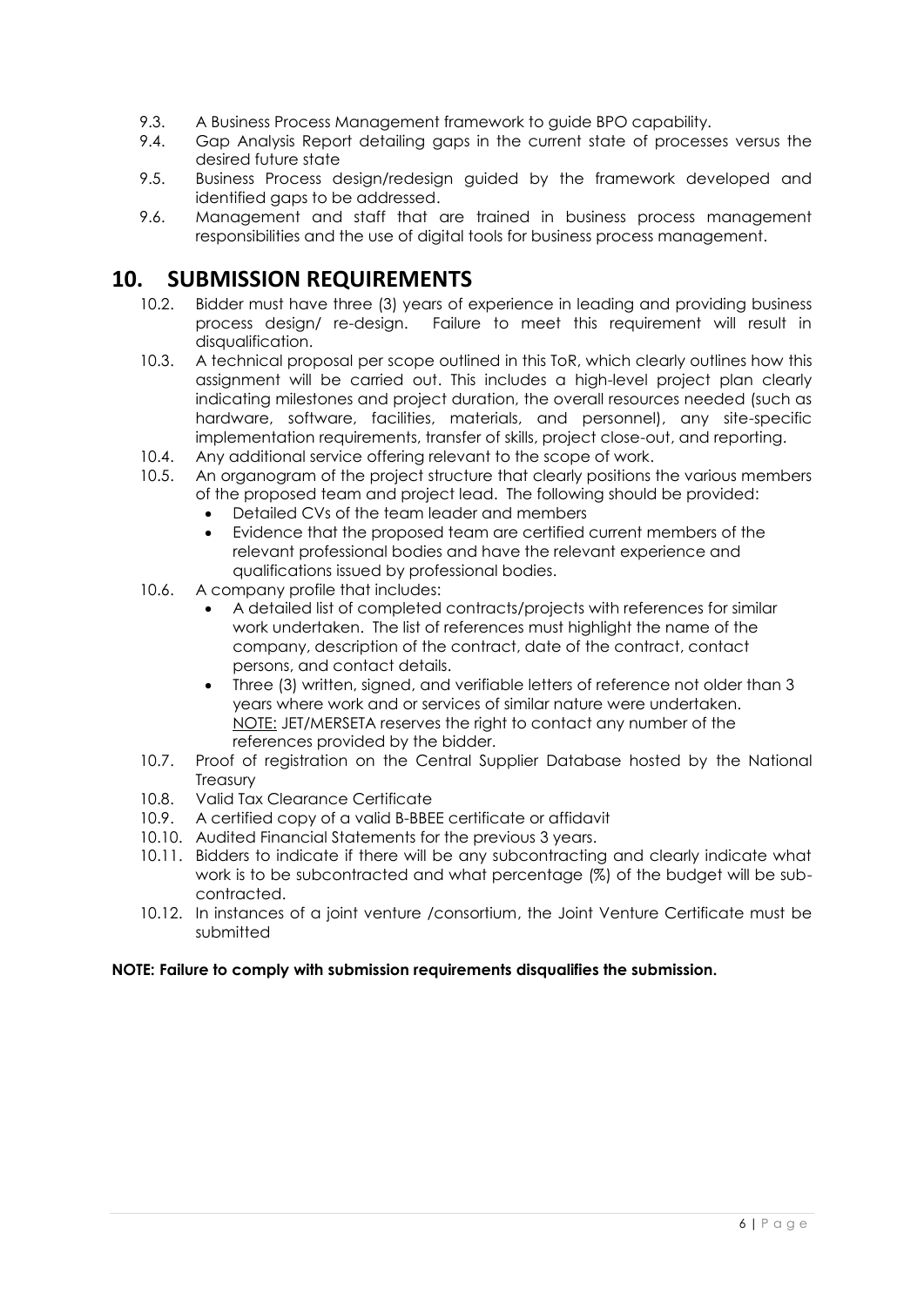9.3. A Business Process Management framework to guide BPO capability.

9.4. Gap Analysis Report detailing gaps in the current state of processes versus the desired future state

9.5. Business Process design/redesign guided by the framework developed and identified gaps to be addressed.

9.6. Management and staff that are trained in business process management responsibilities and the use of digital tools for business process management.

## 10. SUBMISSION REQUIREMENTS

10.2. Bidder must have three (3) years of experience in leading and providing business process design/ re-design. Failure to meet this requirement will result in disqualification.

10.3. A technical proposal per scope outlined in this ToR, which clearly outlines how this assignment will be carried out. This includes a high-level project plan clearly indicating milestones and project duration, the overall resources needed (such as hardware, software, facilities, materials, and personnel), any site-specific implementation requirements, transfer of skills, project close-out, and reporting.

10.4. Any additional service offering relevant to the scope of work.

10.5. An organogram of the project structure that clearly positions the various members of the proposed team and project lead. The following should be provided:
- Detailed CVs of the team leader and members
- Evidence that the proposed team are certified current members of the relevant professional bodies and have the relevant experience and qualifications issued by professional bodies.

10.6. A company profile that includes:
- A detailed list of completed contracts/projects with references for similar work undertaken. The list of references must highlight the name of the company, description of the contract, date of the contract, contact persons, and contact details.
- Three (3) written, signed, and verifiable letters of reference not older than 3 years where work and or services of similar nature were undertaken.
  NOTE: JET/MERSETA reserves the right to contact any number of the references provided by the bidder.

10.7. Proof of registration on the Central Supplier Database hosted by the National Treasury

10.8. Valid Tax Clearance Certificate

10.9. A certified copy of a valid B-BBEE certificate or affidavit

10.10. Audited Financial Statements for the previous 3 years.

10.11. Bidders to indicate if there will be any subcontracting and clearly indicate what work is to be subcontracted and what percentage (%) of the budget will be sub-contracted.

10.12. In instances of a joint venture /consortium, the Joint Venture Certificate must be submitted

**NOTE: Failure to comply with submission requirements disqualifies the submission.**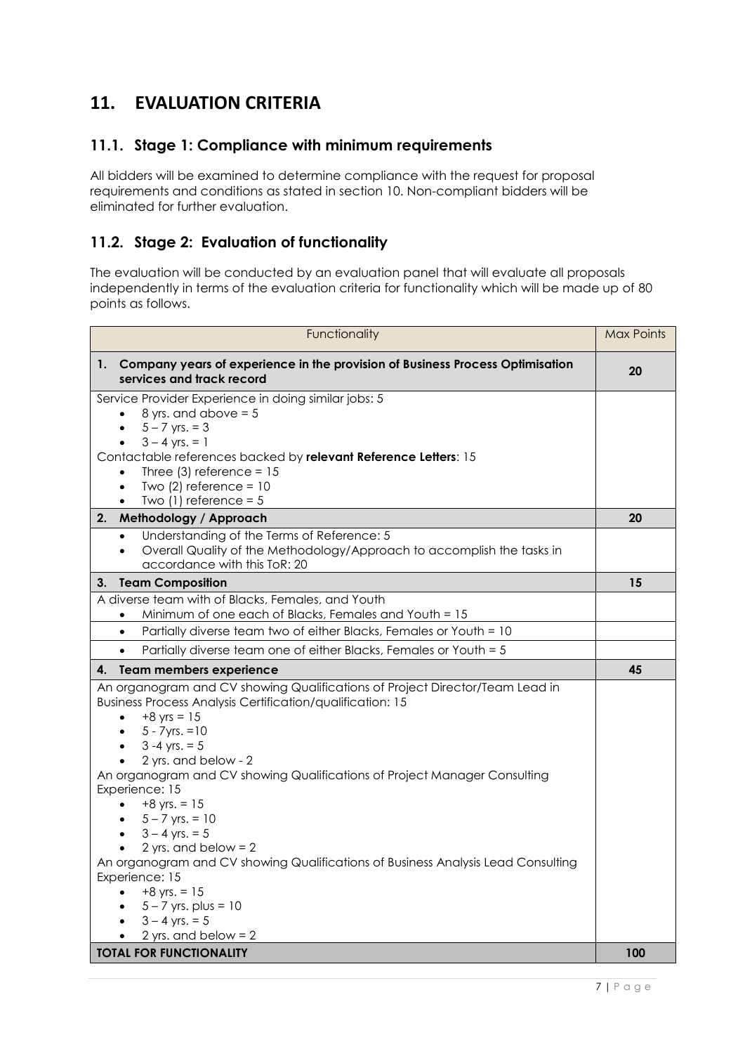# 11. EVALUATION CRITERIA

## 11.1. Stage 1: Compliance with minimum requirements

All bidders will be examined to determine compliance with the request for proposal requirements and conditions as stated in section 10. Non-compliant bidders will be eliminated for further evaluation.

## 11.2. Stage 2: Evaluation of functionality

The evaluation will be conducted by an evaluation panel that will evaluate all proposals independently in terms of the evaluation criteria for functionality which will be made up of 80 points as follows.

| Functionality | Max Points |
| --- | --- |
| **1. Company years of experience in the provision of Business Process Optimisation services and track record** | **20** |
| Service Provider Experience in doing similar jobs: 5<br>• 8 yrs. and above = 5<br>• 5 – 7 yrs. = 3<br>• 3 – 4 yrs. = 1<br>Contactable references backed by **relevant Reference Letters**: 15<br>• Three (3) reference = 15<br>• Two (2) reference = 10<br>• Two (1) reference = 5 | |
| **2. Methodology / Approach** | **20** |
| • Understanding of the Terms of Reference: 5<br>• Overall Quality of the Methodology/Approach to accomplish the tasks in accordance with this ToR: 20 | |
| **3. Team Composition** | **15** |
| A diverse team with of Blacks, Females, and Youth<br>• Minimum of one each of Blacks, Females and Youth = 15 | |
| • Partially diverse team two of either Blacks, Females or Youth = 10 | |
| • Partially diverse team one of either Blacks, Females or Youth = 5 | |
| **4. Team members experience** | **45** |
| An organogram and CV showing Qualifications of Project Director/Team Lead in Business Process Analysis Certification/qualification: 15<br>• +8 yrs = 15<br>• 5 - 7yrs. =10<br>• 3 -4 yrs. = 5<br>• 2 yrs. and below - 2<br>An organogram and CV showing Qualifications of Project Manager Consulting Experience: 15<br>• +8 yrs. = 15<br>• 5 – 7 yrs. = 10<br>• 3 – 4 yrs. = 5<br>• 2 yrs. and below = 2<br>An organogram and CV showing Qualifications of Business Analysis Lead Consulting Experience: 15<br>• +8 yrs. = 15<br>• 5 – 7 yrs. plus = 10<br>• 3 – 4 yrs. = 5<br>• 2 yrs. and below = 2 | |
| **TOTAL FOR FUNCTIONALITY** | **100** |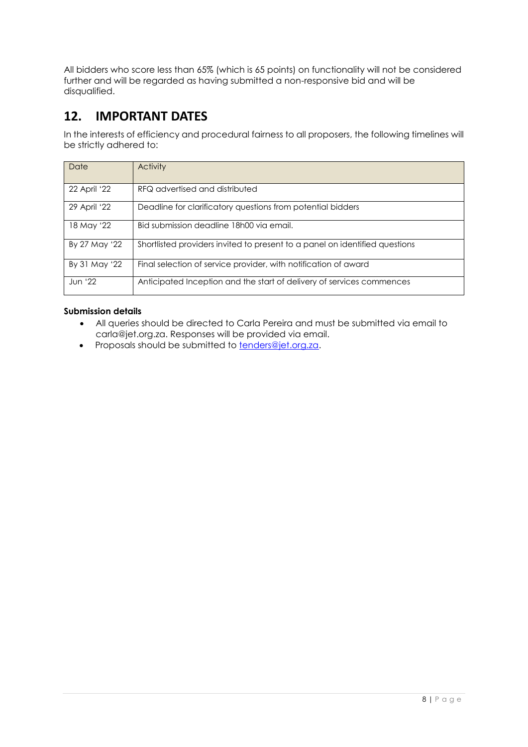All bidders who score less than 65% (which is 65 points) on functionality will not be considered further and will be regarded as having submitted a non-responsive bid and will be disqualified.

## 12. IMPORTANT DATES

In the interests of efficiency and procedural fairness to all proposers, the following timelines will be strictly adhered to:

| Date | Activity |
|---|---|
| 22 April '22 | RFQ advertised and distributed |
| 29 April '22 | Deadline for clarificatory questions from potential bidders |
| 18 May '22 | Bid submission deadline 18h00 via email. |
| By 27 May '22 | Shortlisted providers invited to present to a panel on identified questions |
| By 31 May '22 | Final selection of service provider, with notification of award |
| Jun '22 | Anticipated Inception and the start of delivery of services commences |

**Submission details**

- All queries should be directed to Carla Pereira and must be submitted via email to carla@jet.org.za. Responses will be provided via email.
- Proposals should be submitted to tenders@jet.org.za.